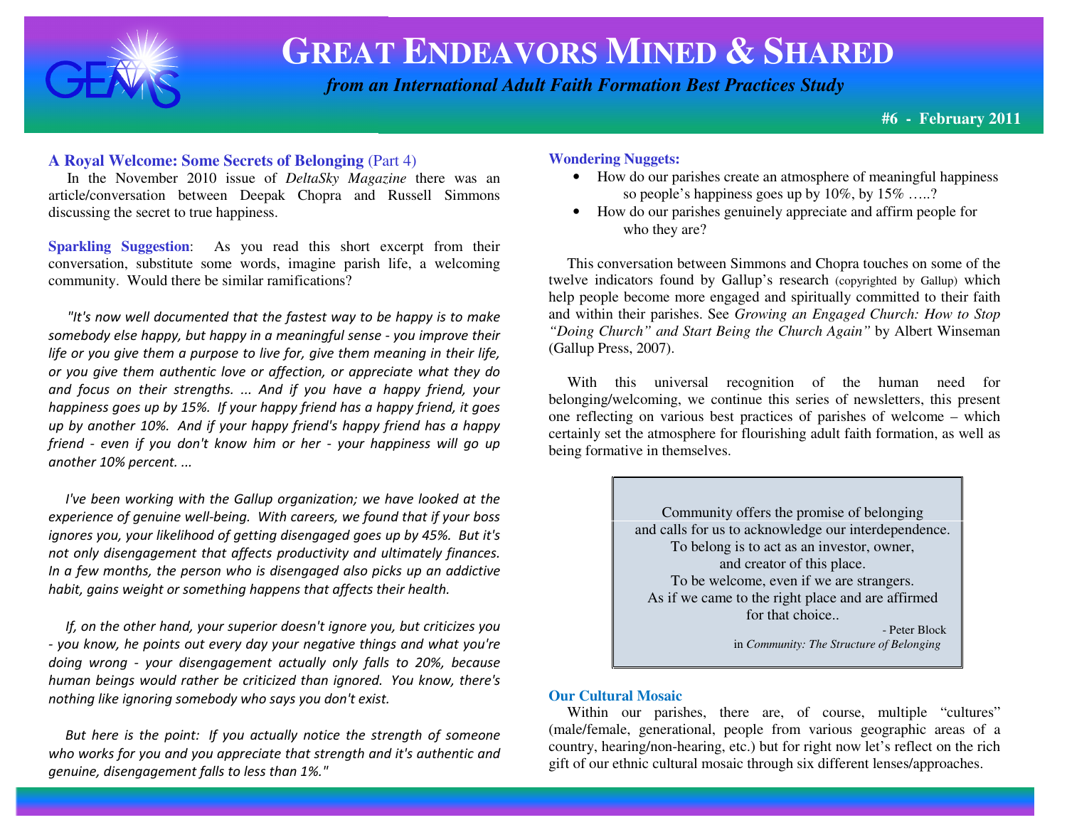# GREAT ENDEAVORS MINED & SHARED

*from an International Adult Faith Formation Best Practices Study*

**#6 - February 2011**

### A Royal Welcome: Some Secrets of Belonging (Part 4)

In the November 2010 issue of *DeltaSky Magazine* there was an article/conversation between Deepak Chopra and Russell Simmons discussing the secret to true happiness.

**Sparkling Suggestion**: As you read this short excerpt from their conversation, substitute some words, imagine parish life, a welcoming community. Would there be similar ramifications?

*"It's now well documented that the fastest way to be happy is to make somebody else happy, but happy in a meaningful sense - you improve their life or you give them a purpose to live for, give them meaning in their life, or you give them authentic love or affection, or appreciate what they do and focus on their strengths. ... And if you have a happy friend, your happiness goes up by 15%. If your happy friend has a happy friend, it goes up by another 10%. And if your happy friend's happy friend has a happy friend - even if you don't know him or her - your happiness will go up another 10% percent. ...*

*I've been working with the Gallup organization; we have looked at the experience of genuine well-being. With careers, we found that if your boss ignores you, your likelihood of getting disengaged goes up by 45%. But it's not only disengagement that affects productivity and ultimately finances. In a few months, the person who is disengaged also picks up an addictive habit, gains weight or something happens that affects their health.*

*If, on the other hand, your superior doesn't ignore you, but criticizes you - you know, he points out every day your negative things and what you're doing wrong - your disengagement actually only falls to 20%, because human beings would rather be criticized than ignored. You know, there's nothing like ignoring somebody who says you don't exist.*

*But here is the point: If you actually notice the strength of someone who works for you and you appreciate that strength and it's authentic and genuine, disengagement falls to less than 1%."*

### Wondering Nuggets:

- How do our parishes create an atmosphere of meaningful happiness so people's happiness goes up by 10%, by 15% …..?
- How do our parishes genuinely appreciate and affirm people for who they are?

This conversation between Simmons and Chopra touches on some of the twelve indicators found by Gallup's research (copyrighted by Gallup) which help people become more engaged and spiritually committed to their faith and within their parishes. See *Growing an Engaged Church: How to Stop "Doing Church" and Start Being the Church Again"* by Albert Winseman (Gallup Press, 2007).

With this universal recognition of the human need for belonging/welcoming, we continue this series of newsletters, this present one reflecting on various best practices of parishes of welcome – which certainly set the atmosphere for flourishing adult faith formation, as well as being formative in themselves.

> Community offers the promise of belonging
> and calls for us to acknowledge our interdependence.
> To belong is to act as an investor, owner,
> and creator of this place.
> To be welcome, even if we are strangers.
> As if we came to the right place and are affirmed
> for that choice..
>
> - Peter Block
> in *Community: The Structure of Belonging*

### Our Cultural Mosaic

Within our parishes, there are, of course, multiple "cultures" (male/female, generational, people from various geographic areas of a country, hearing/non-hearing, etc.) but for right now let's reflect on the rich gift of our ethnic cultural mosaic through six different lenses/approaches.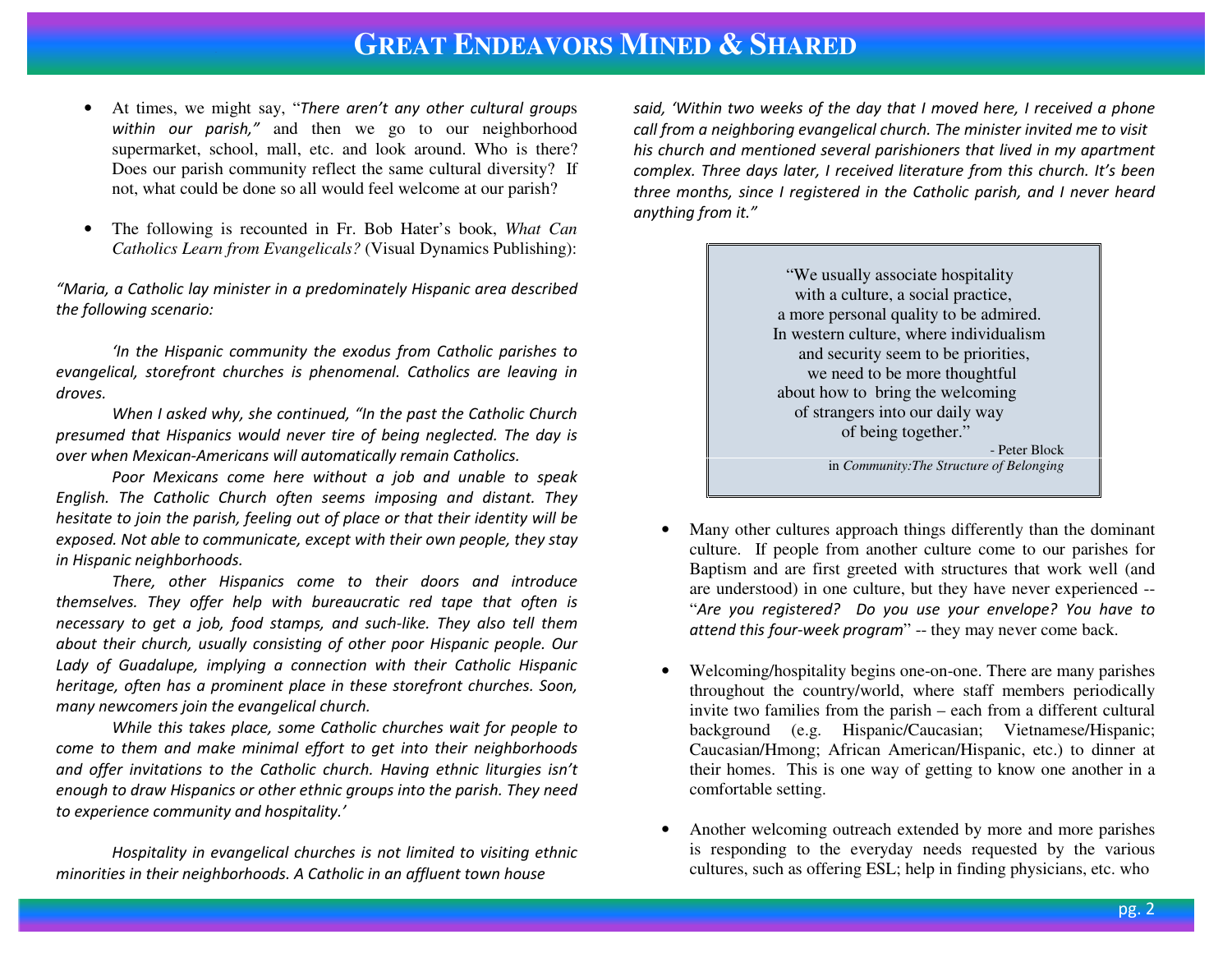- At times, we might say, "*There aren't any other cultural groups within our parish,"* and then we go to our neighborhood supermarket, school, mall, etc. and look around. Who is there? Does our parish community reflect the same cultural diversity? If not, what could be done so all would feel welcome at our parish?

- The following is recounted in Fr. Bob Hater's book, *What Can Catholics Learn from Evangelicals?* (Visual Dynamics Publishing):

*"Maria, a Catholic lay minister in a predominately Hispanic area described the following scenario:*

*'In the Hispanic community the exodus from Catholic parishes to evangelical, storefront churches is phenomenal. Catholics are leaving in droves.*

*When I asked why, she continued, "In the past the Catholic Church presumed that Hispanics would never tire of being neglected. The day is over when Mexican-Americans will automatically remain Catholics.*

*Poor Mexicans come here without a job and unable to speak English. The Catholic Church often seems imposing and distant. They hesitate to join the parish, feeling out of place or that their identity will be exposed. Not able to communicate, except with their own people, they stay in Hispanic neighborhoods.*

*There, other Hispanics come to their doors and introduce themselves. They offer help with bureaucratic red tape that often is necessary to get a job, food stamps, and such-like. They also tell them about their church, usually consisting of other poor Hispanic people. Our Lady of Guadalupe, implying a connection with their Catholic Hispanic heritage, often has a prominent place in these storefront churches. Soon, many newcomers join the evangelical church.*

*While this takes place, some Catholic churches wait for people to come to them and make minimal effort to get into their neighborhoods and offer invitations to the Catholic church. Having ethnic liturgies isn't enough to draw Hispanics or other ethnic groups into the parish. They need to experience community and hospitality.'*

*Hospitality in evangelical churches is not limited to visiting ethnic minorities in their neighborhoods. A Catholic in an affluent town house said, 'Within two weeks of the day that I moved here, I received a phone call from a neighboring evangelical church. The minister invited me to visit his church and mentioned several parishioners that lived in my apartment complex. Three days later, I received literature from this church. It's been three months, since I registered in the Catholic parish, and I never heard anything from it."*

> "We usually associate hospitality with a culture, a social practice, a more personal quality to be admired. In western culture, where individualism and security seem to be priorities, we need to be more thoughtful about how to bring the welcoming of strangers into our daily way of being together."
>
> \- Peter Block in *Community:The Structure of Belonging*

- Many other cultures approach things differently than the dominant culture. If people from another culture come to our parishes for Baptism and are first greeted with structures that work well (and are understood) in one culture, but they have never experienced -- "*Are you registered? Do you use your envelope? You have to attend this four-week program*" -- they may never come back.

- Welcoming/hospitality begins one-on-one. There are many parishes throughout the country/world, where staff members periodically invite two families from the parish – each from a different cultural background (e.g. Hispanic/Caucasian; Vietnamese/Hispanic; Caucasian/Hmong; African American/Hispanic, etc.) to dinner at their homes. This is one way of getting to know one another in a comfortable setting.

- Another welcoming outreach extended by more and more parishes is responding to the everyday needs requested by the various cultures, such as offering ESL; help in finding physicians, etc. who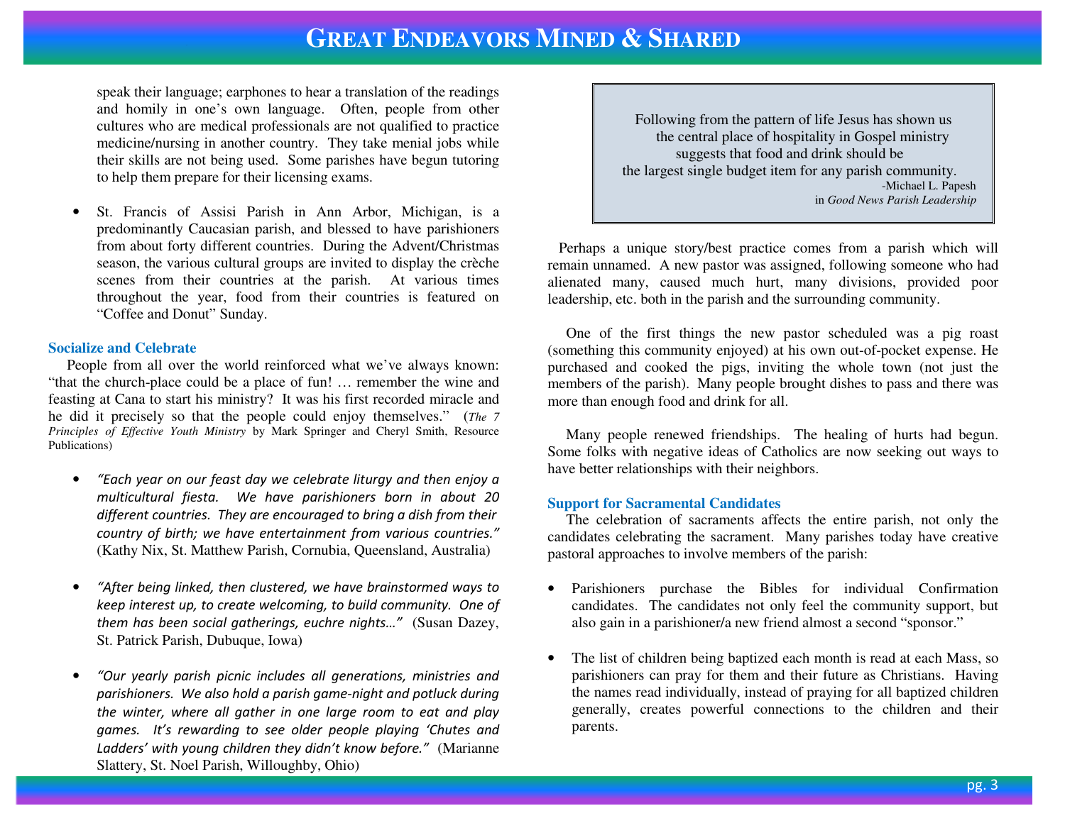speak their language; earphones to hear a translation of the readings and homily in one's own language. Often, people from other cultures who are medical professionals are not qualified to practice medicine/nursing in another country. They take menial jobs while their skills are not being used. Some parishes have begun tutoring to help them prepare for their licensing exams.

- St. Francis of Assisi Parish in Ann Arbor, Michigan, is a predominantly Caucasian parish, and blessed to have parishioners from about forty different countries. During the Advent/Christmas season, the various cultural groups are invited to display the crèche scenes from their countries at the parish. At various times throughout the year, food from their countries is featured on "Coffee and Donut" Sunday.

### Socialize and Celebrate

People from all over the world reinforced what we've always known: "that the church-place could be a place of fun! … remember the wine and feasting at Cana to start his ministry? It was his first recorded miracle and he did it precisely so that the people could enjoy themselves." (*The 7 Principles of Effective Youth Ministry* by Mark Springer and Cheryl Smith, Resource Publications)

- *"Each year on our feast day we celebrate liturgy and then enjoy a multicultural fiesta. We have parishioners born in about 20 different countries. They are encouraged to bring a dish from their country of birth; we have entertainment from various countries."* (Kathy Nix, St. Matthew Parish, Cornubia, Queensland, Australia)

- *"After being linked, then clustered, we have brainstormed ways to keep interest up, to create welcoming, to build community. One of them has been social gatherings, euchre nights…"* (Susan Dazey, St. Patrick Parish, Dubuque, Iowa)

- *"Our yearly parish picnic includes all generations, ministries and parishioners. We also hold a parish game-night and potluck during the winter, where all gather in one large room to eat and play games. It's rewarding to see older people playing 'Chutes and Ladders' with young children they didn't know before."* (Marianne Slattery, St. Noel Parish, Willoughby, Ohio)

> Following from the pattern of life Jesus has shown us
> the central place of hospitality in Gospel ministry
> suggests that food and drink should be
> the largest single budget item for any parish community.
>
> -Michael L. Papesh
> in *Good News Parish Leadership*

Perhaps a unique story/best practice comes from a parish which will remain unnamed. A new pastor was assigned, following someone who had alienated many, caused much hurt, many divisions, provided poor leadership, etc. both in the parish and the surrounding community.

One of the first things the new pastor scheduled was a pig roast (something this community enjoyed) at his own out-of-pocket expense. He purchased and cooked the pigs, inviting the whole town (not just the members of the parish). Many people brought dishes to pass and there was more than enough food and drink for all.

Many people renewed friendships. The healing of hurts had begun. Some folks with negative ideas of Catholics are now seeking out ways to have better relationships with their neighbors.

### Support for Sacramental Candidates

The celebration of sacraments affects the entire parish, not only the candidates celebrating the sacrament. Many parishes today have creative pastoral approaches to involve members of the parish:

- Parishioners purchase the Bibles for individual Confirmation candidates. The candidates not only feel the community support, but also gain in a parishioner/a new friend almost a second "sponsor."

- The list of children being baptized each month is read at each Mass, so parishioners can pray for them and their future as Christians. Having the names read individually, instead of praying for all baptized children generally, creates powerful connections to the children and their parents.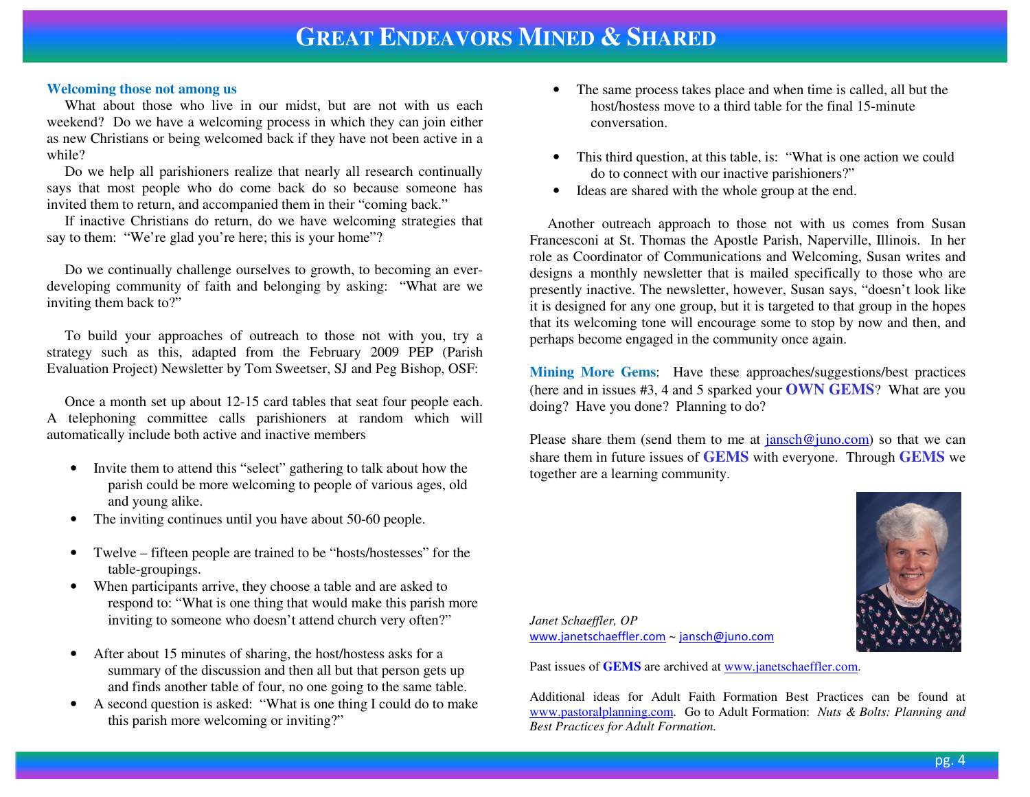# GREAT ENDEAVORS MINED & SHARED

### Welcoming those not among us

What about those who live in our midst, but are not with us each weekend? Do we have a welcoming process in which they can join either as new Christians or being welcomed back if they have not been active in a while?

Do we help all parishioners realize that nearly all research continually says that most people who do come back do so because someone has invited them to return, and accompanied them in their "coming back."

If inactive Christians do return, do we have welcoming strategies that say to them: "We're glad you're here; this is your home"?

Do we continually challenge ourselves to growth, to becoming an ever-developing community of faith and belonging by asking: "What are we inviting them back to?"

To build your approaches of outreach to those not with you, try a strategy such as this, adapted from the February 2009 PEP (Parish Evaluation Project) Newsletter by Tom Sweetser, SJ and Peg Bishop, OSF:

Once a month set up about 12-15 card tables that seat four people each. A telephoning committee calls parishioners at random which will automatically include both active and inactive members

- Invite them to attend this "select" gathering to talk about how the parish could be more welcoming to people of various ages, old and young alike.
- The inviting continues until you have about 50-60 people.
- Twelve – fifteen people are trained to be "hosts/hostesses" for the table-groupings.
- When participants arrive, they choose a table and are asked to respond to: "What is one thing that would make this parish more inviting to someone who doesn't attend church very often?"
- After about 15 minutes of sharing, the host/hostess asks for a summary of the discussion and then all but that person gets up and finds another table of four, no one going to the same table.
- A second question is asked: "What is one thing I could do to make this parish more welcoming or inviting?"
- The same process takes place and when time is called, all but the host/hostess move to a third table for the final 15-minute conversation.
- This third question, at this table, is: "What is one action we could do to connect with our inactive parishioners?"
- Ideas are shared with the whole group at the end.

Another outreach approach to those not with us comes from Susan Francesconi at St. Thomas the Apostle Parish, Naperville, Illinois. In her role as Coordinator of Communications and Welcoming, Susan writes and designs a monthly newsletter that is mailed specifically to those who are presently inactive. The newsletter, however, Susan says, "doesn't look like it is designed for any one group, but it is targeted to that group in the hopes that its welcoming tone will encourage some to stop by now and then, and perhaps become engaged in the community once again.

**Mining More Gems**: Have these approaches/suggestions/best practices (here and in issues #3, 4 and 5 sparked your **OWN GEMS**? What are you doing? Have you done? Planning to do?

Please share them (send them to me at jansch@juno.com) so that we can share them in future issues of **GEMS** with everyone. Through **GEMS** we together are a learning community.

*Janet Schaeffler, OP*
www.janetschaeffler.com ~ jansch@juno.com

Past issues of **GEMS** are archived at www.janetschaeffler.com.

Additional ideas for Adult Faith Formation Best Practices can be found at www.pastoralplanning.com. Go to Adult Formation: *Nuts & Bolts: Planning and Best Practices for Adult Formation.*